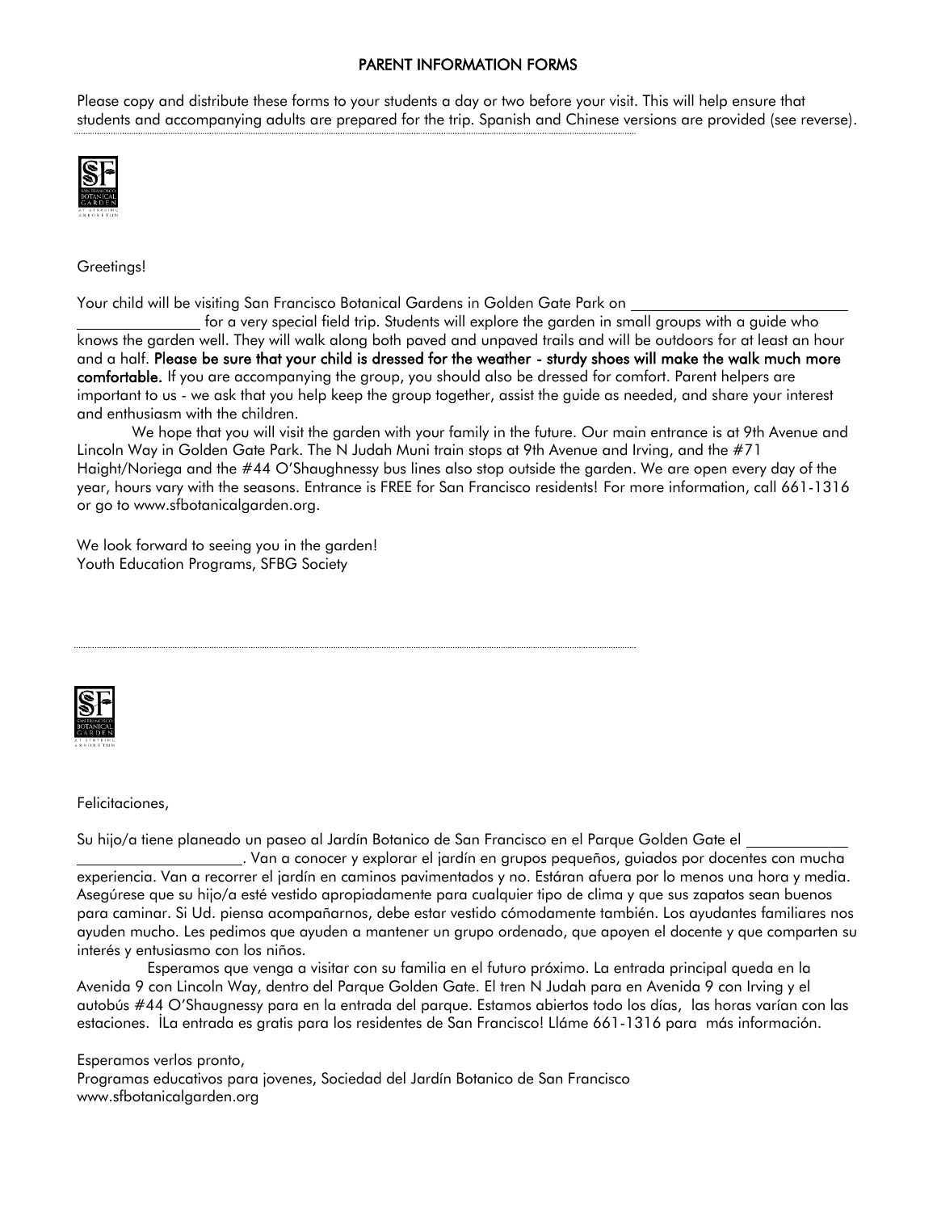# PARENT INFORMATION FORMS

Please copy and distribute these forms to your students a day or two before your visit. This will help ensure that students and accompanying adults are prepared for the trip. Spanish and Chinese versions are provided (see reverse).

---

Greetings!

Your child will be visiting San Francisco Botanical Gardens in Golden Gate Park on ______________________________ ________________ for a very special field trip. Students will explore the garden in small groups with a guide who knows the garden well. They will walk along both paved and unpaved trails and will be outdoors for at least an hour and a half. **Please be sure that your child is dressed for the weather - sturdy shoes will make the walk much more comfortable.** If you are accompanying the group, you should also be dressed for comfort. Parent helpers are important to us - we ask that you help keep the group together, assist the guide as needed, and share your interest and enthusiasm with the children.

We hope that you will visit the garden with your family in the future. Our main entrance is at 9th Avenue and Lincoln Way in Golden Gate Park. The N Judah Muni train stops at 9th Avenue and Irving, and the #71 Haight/Noriega and the #44 O'Shaughnessy bus lines also stop outside the garden. We are open every day of the year, hours vary with the seasons. Entrance is FREE for San Francisco residents! For more information, call 661-1316 or go to www.sfbotanicalgarden.org.

We look forward to seeing you in the garden!
Youth Education Programs, SFBG Society

---

Felicitaciones,

Su hijo/a tiene planeado un paseo al Jardín Botanico de San Francisco en el Parque Golden Gate el ______________ ______________________. Van a conocer y explorar el jardín en grupos pequeños, guiados por docentes con mucha experiencia. Van a recorrer el jardín en caminos pavimentados y no. Estáran afuera por lo menos una hora y media. Asegúrese que su hijo/a esté vestido apropiadamente para cualquier tipo de clima y que sus zapatos sean buenos para caminar. Si Ud. piensa acompañarnos, debe estar vestido cómodamente también. Los ayudantes familiares nos ayuden mucho. Les pedimos que ayuden a mantener un grupo ordenado, que apoyen el docente y que comparten su interés y entusiasmo con los niños.

Esperamos que venga a visitar con su familia en el futuro próximo. La entrada principal queda en la Avenida 9 con Lincoln Way, dentro del Parque Golden Gate. El tren N Judah para en Avenida 9 con Irving y el autobús #44 O'Shaugnessy para en la entrada del parque. Estamos abiertos todo los días, las horas varían con las estaciones. ¡La entrada es gratis para los residentes de San Francisco! Lláme 661-1316 para más información.

Esperamos verlos pronto,
Programas educativos para jovenes, Sociedad del Jardín Botanico de San Francisco
www.sfbotanicalgarden.org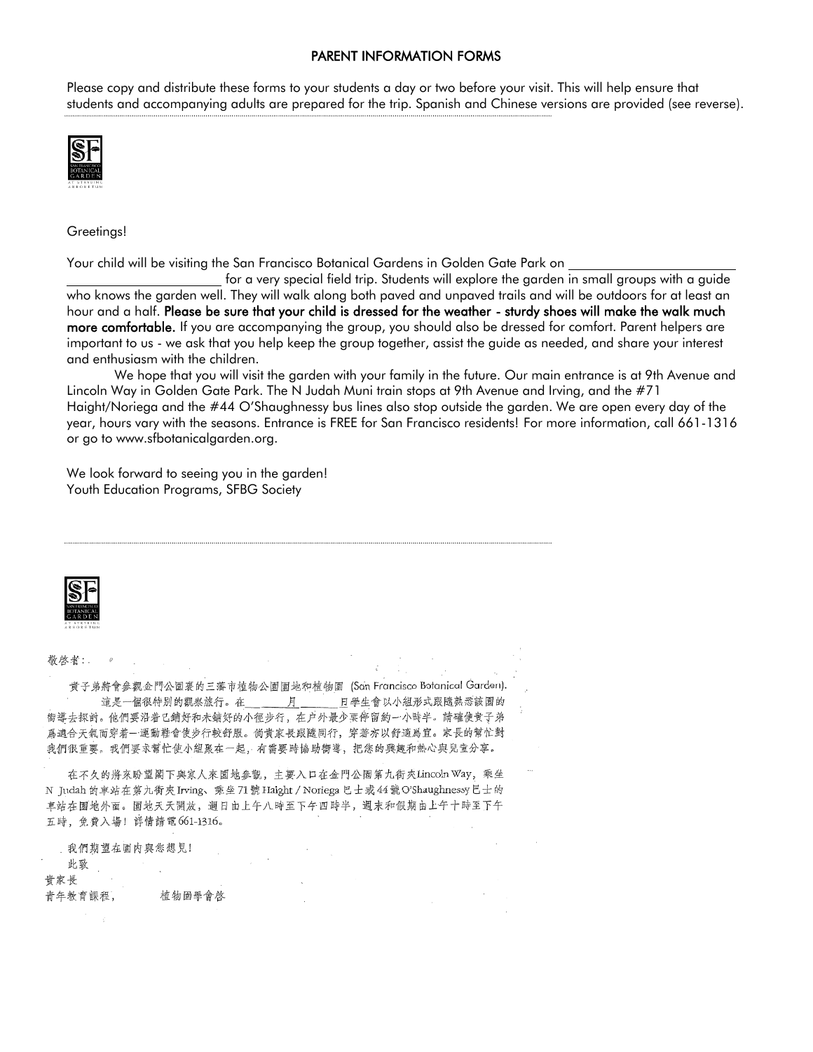## PARENT INFORMATION FORMS

Please copy and distribute these forms to your students a day or two before your visit. This will help ensure that students and accompanying adults are prepared for the trip. Spanish and Chinese versions are provided (see reverse).

SF SAN FRANCISCO BOTANICAL GARDEN AT STRYBING ARBORETUM

Greetings!

Your child will be visiting the San Francisco Botanical Gardens in Golden Gate Park on \_\_\_\_\_\_\_\_\_\_\_\_\_\_\_\_\_\_\_\_\_\_\_\_\_\_\_\_\_\_\_\_\_\_\_\_\_\_\_\_\_\_\_\_\_\_\_\_ for a very special field trip. Students will explore the garden in small groups with a guide who knows the garden well. They will walk along both paved and unpaved trails and will be outdoors for at least an hour and a half. **Please be sure that your child is dressed for the weather - sturdy shoes will make the walk much more comfortable.** If you are accompanying the group, you should also be dressed for comfort. Parent helpers are important to us - we ask that you help keep the group together, assist the guide as needed, and share your interest and enthusiasm with the children.

We hope that you will visit the garden with your family in the future. Our main entrance is at 9th Avenue and Lincoln Way in Golden Gate Park. The N Judah Muni train stops at 9th Avenue and Irving, and the #71 Haight/Noriega and the #44 O'Shaughnessy bus lines also stop outside the garden. We are open every day of the year, hours vary with the seasons. Entrance is FREE for San Francisco residents! For more information, call 661-1316 or go to www.sfbotanicalgarden.org.

We look forward to seeing you in the garden!
Youth Education Programs, SFBG Society

SF SAN FRANCISCO BOTANICAL GARDEN AT STRYBING ARBORETUM

敬啓者：

貴子弟將會參觀金門公園裏的三藩市植物公園園地和植物園 (San Francisco Botanical Garden).

這是一個很特別的觀察旅行。在\_\_\_\_\_\_月\_\_\_\_\_\_日學生會以小組形式跟隨熟悉該園的嚮導去探訪。他們要沿着已鋪好和未鋪好的小徑步行，在戶外最少要停留約一小時半。請確使貴子弟爲適合天氣而穿着一運動鞋會使步行較舒服。倘貴家長跟隨同行，穿著亦以舒適爲宜。家長的幫忙對我們很重要。我們要求幫忙使小組聚在一起，有需要時協助嚮導，把您的興趣和熱心與兒童分享。

在不久的將來盼望閣下與家人來園地參觀，主要入口在金門公園第九街夾Lincoln Way，乘坐N Judah 的車站在第九街夾 Irving、乘坐 71 號 Haight / Noriega 巴士或 44 號 O'Shaughnessy 巴士的車站在園地外面。園地天天開放，週日由上午八時至下午四時半，週末和假期由上午十時至下午五時，免費入場！詳情請電 661-1316。

我們期望在園內與您相見！

此致

貴家長

青年教育課程，　　植物園學會啓